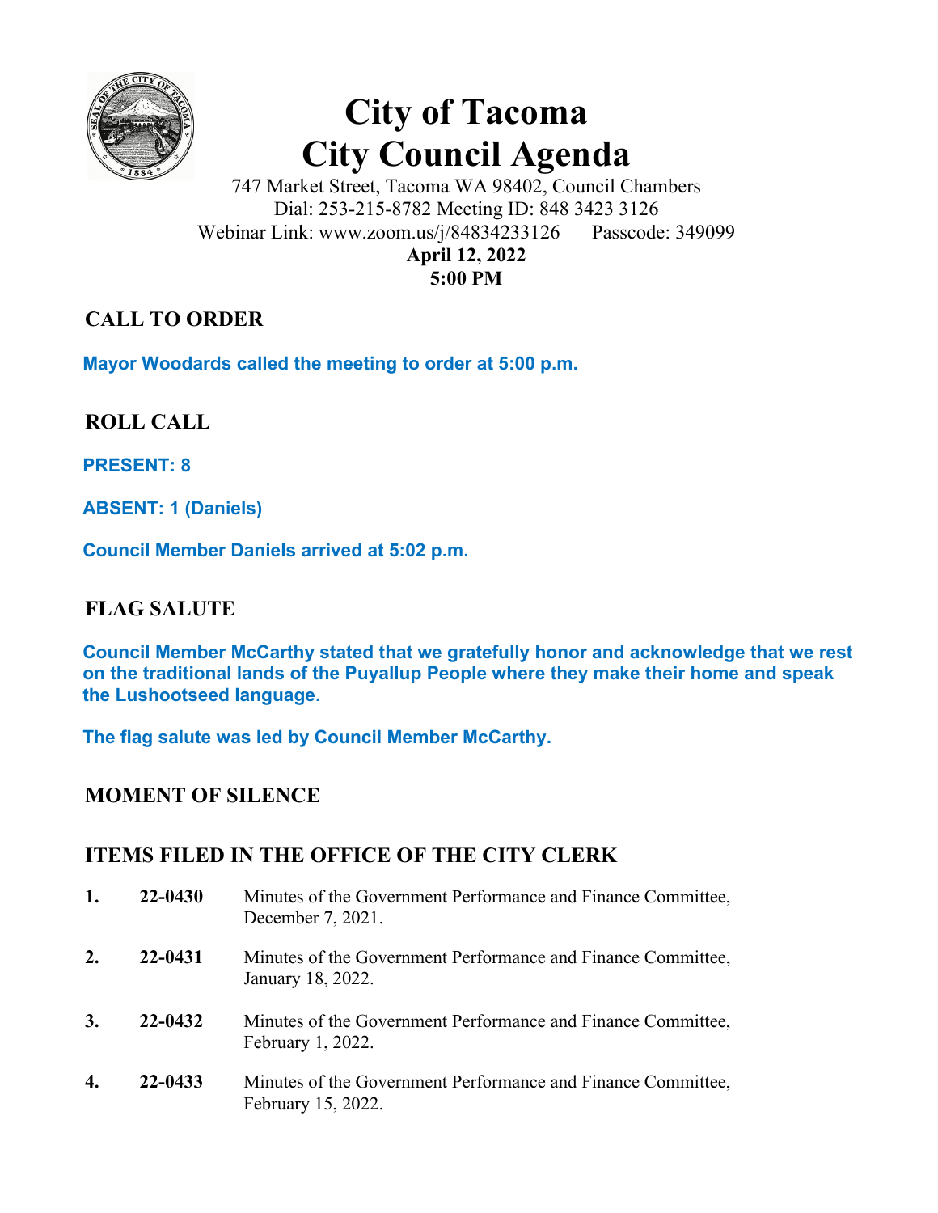# City of Tacoma
# City Council Agenda

747 Market Street, Tacoma WA 98402, Council Chambers
Dial: 253-215-8782 Meeting ID: 848 3423 3126
Webinar Link: www.zoom.us/j/84834233126    Passcode: 349099

**April 12, 2022**
**5:00 PM**

## CALL TO ORDER

**Mayor Woodards called the meeting to order at 5:00 p.m.**

## ROLL CALL

**PRESENT: 8**

**ABSENT: 1 (Daniels)**

**Council Member Daniels arrived at 5:02 p.m.**

## FLAG SALUTE

**Council Member McCarthy stated that we gratefully honor and acknowledge that we rest on the traditional lands of the Puyallup People where they make their home and speak the Lushootseed language.**

**The flag salute was led by Council Member McCarthy.**

## MOMENT OF SILENCE

## ITEMS FILED IN THE OFFICE OF THE CITY CLERK

1. **22-0430** Minutes of the Government Performance and Finance Committee, December 7, 2021.
2. **22-0431** Minutes of the Government Performance and Finance Committee, January 18, 2022.
3. **22-0432** Minutes of the Government Performance and Finance Committee, February 1, 2022.
4. **22-0433** Minutes of the Government Performance and Finance Committee, February 15, 2022.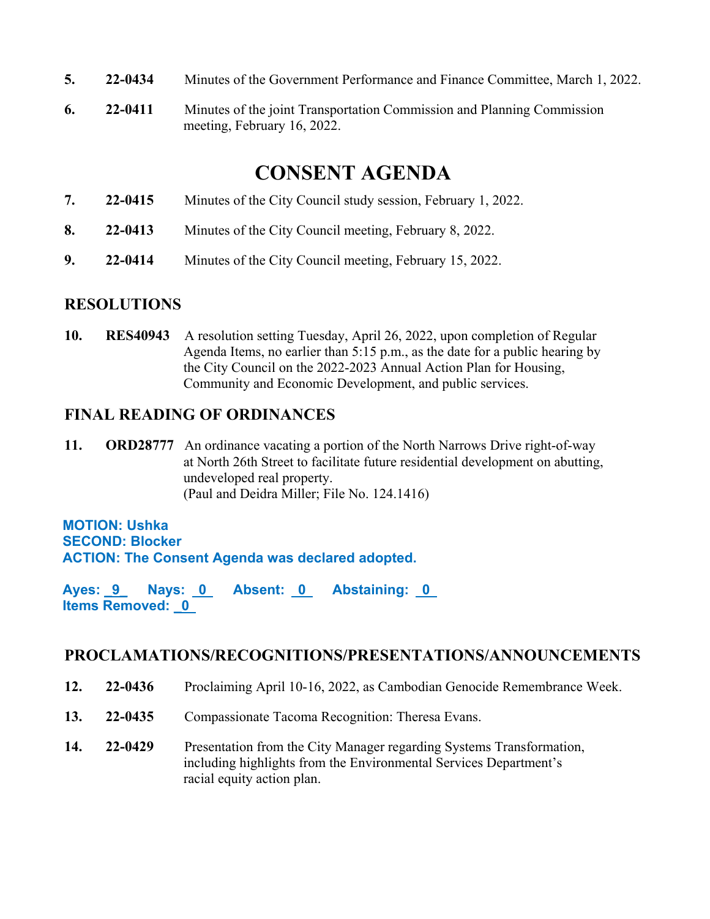**5.** **22-0434** Minutes of the Government Performance and Finance Committee, March 1, 2022.

**6.** **22-0411** Minutes of the joint Transportation Commission and Planning Commission meeting, February 16, 2022.

# CONSENT AGENDA

**7.** **22-0415** Minutes of the City Council study session, February 1, 2022.

**8.** **22-0413** Minutes of the City Council meeting, February 8, 2022.

**9.** **22-0414** Minutes of the City Council meeting, February 15, 2022.

## RESOLUTIONS

**10.** **RES40943** A resolution setting Tuesday, April 26, 2022, upon completion of Regular Agenda Items, no earlier than 5:15 p.m., as the date for a public hearing by the City Council on the 2022-2023 Annual Action Plan for Housing, Community and Economic Development, and public services.

## FINAL READING OF ORDINANCES

**11.** **ORD28777** An ordinance vacating a portion of the North Narrows Drive right-of-way at North 26th Street to facilitate future residential development on abutting, undeveloped real property.
(Paul and Deidra Miller; File No. 124.1416)

**MOTION: Ushka**
**SECOND: Blocker**
**ACTION: The Consent Agenda was declared adopted.**

**Ayes: 9 Nays: 0 Absent: 0 Abstaining: 0**
**Items Removed: 0**

## PROCLAMATIONS/RECOGNITIONS/PRESENTATIONS/ANNOUNCEMENTS

**12.** **22-0436** Proclaiming April 10-16, 2022, as Cambodian Genocide Remembrance Week.

**13.** **22-0435** Compassionate Tacoma Recognition: Theresa Evans.

**14.** **22-0429** Presentation from the City Manager regarding Systems Transformation, including highlights from the Environmental Services Department's racial equity action plan.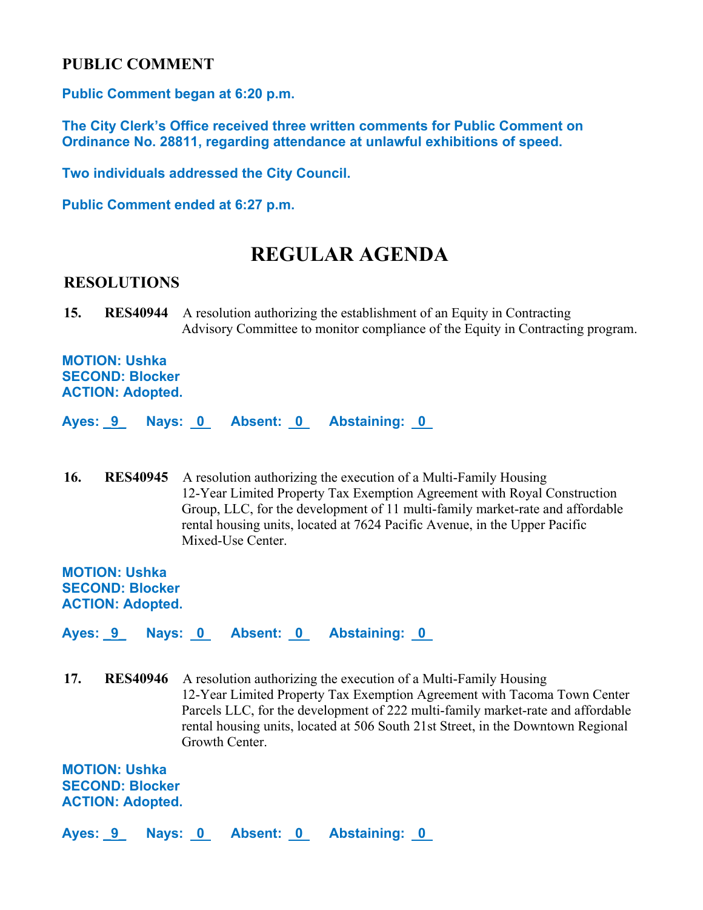## PUBLIC COMMENT

**Public Comment began at 6:20 p.m.**

**The City Clerk's Office received three written comments for Public Comment on Ordinance No. 28811, regarding attendance at unlawful exhibitions of speed.**

**Two individuals addressed the City Council.**

**Public Comment ended at 6:27 p.m.**

# REGULAR AGENDA

## RESOLUTIONS

**15. RES40944** A resolution authorizing the establishment of an Equity in Contracting Advisory Committee to monitor compliance of the Equity in Contracting program.

**MOTION: Ushka**
**SECOND: Blocker**
**ACTION: Adopted.**

**Ayes: 9 Nays: 0 Absent: 0 Abstaining: 0**

**16. RES40945** A resolution authorizing the execution of a Multi-Family Housing 12-Year Limited Property Tax Exemption Agreement with Royal Construction Group, LLC, for the development of 11 multi-family market-rate and affordable rental housing units, located at 7624 Pacific Avenue, in the Upper Pacific Mixed-Use Center.

**MOTION: Ushka**
**SECOND: Blocker**
**ACTION: Adopted.**

**Ayes: 9 Nays: 0 Absent: 0 Abstaining: 0**

**17. RES40946** A resolution authorizing the execution of a Multi-Family Housing 12-Year Limited Property Tax Exemption Agreement with Tacoma Town Center Parcels LLC, for the development of 222 multi-family market-rate and affordable rental housing units, located at 506 South 21st Street, in the Downtown Regional Growth Center.

**MOTION: Ushka**
**SECOND: Blocker**
**ACTION: Adopted.**

**Ayes: 9 Nays: 0 Absent: 0 Abstaining: 0**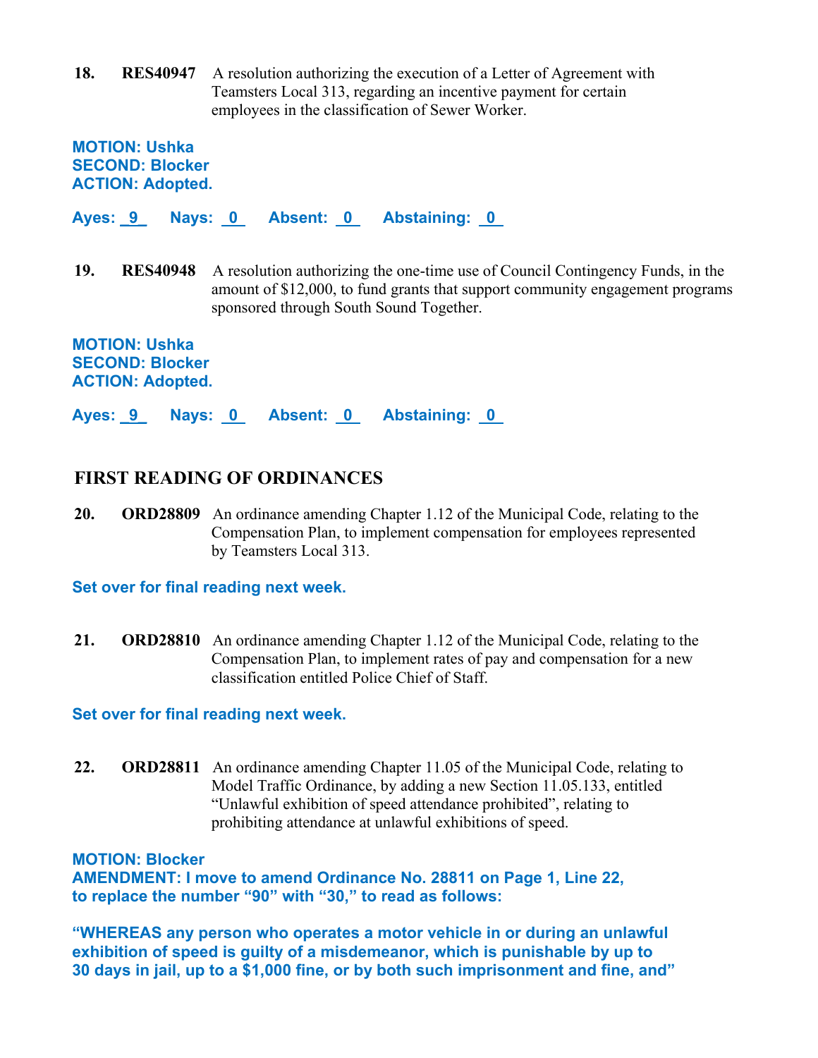**18.** **RES40947** A resolution authorizing the execution of a Letter of Agreement with Teamsters Local 313, regarding an incentive payment for certain employees in the classification of Sewer Worker.

**MOTION: Ushka**
**SECOND: Blocker**
**ACTION: Adopted.**

**Ayes: 9 Nays: 0 Absent: 0 Abstaining: 0**

**19.** **RES40948** A resolution authorizing the one-time use of Council Contingency Funds, in the amount of $12,000, to fund grants that support community engagement programs sponsored through South Sound Together.

**MOTION: Ushka**
**SECOND: Blocker**
**ACTION: Adopted.**

**Ayes: 9 Nays: 0 Absent: 0 Abstaining: 0**

## FIRST READING OF ORDINANCES

**20.** **ORD28809** An ordinance amending Chapter 1.12 of the Municipal Code, relating to the Compensation Plan, to implement compensation for employees represented by Teamsters Local 313.

**Set over for final reading next week.**

**21.** **ORD28810** An ordinance amending Chapter 1.12 of the Municipal Code, relating to the Compensation Plan, to implement rates of pay and compensation for a new classification entitled Police Chief of Staff.

**Set over for final reading next week.**

**22.** **ORD28811** An ordinance amending Chapter 11.05 of the Municipal Code, relating to Model Traffic Ordinance, by adding a new Section 11.05.133, entitled "Unlawful exhibition of speed attendance prohibited", relating to prohibiting attendance at unlawful exhibitions of speed.

**MOTION: Blocker**
**AMENDMENT: I move to amend Ordinance No. 28811 on Page 1, Line 22, to replace the number "90" with "30," to read as follows:**

**"WHEREAS any person who operates a motor vehicle in or during an unlawful exhibition of speed is guilty of a misdemeanor, which is punishable by up to 30 days in jail, up to a $1,000 fine, or by both such imprisonment and fine, and"**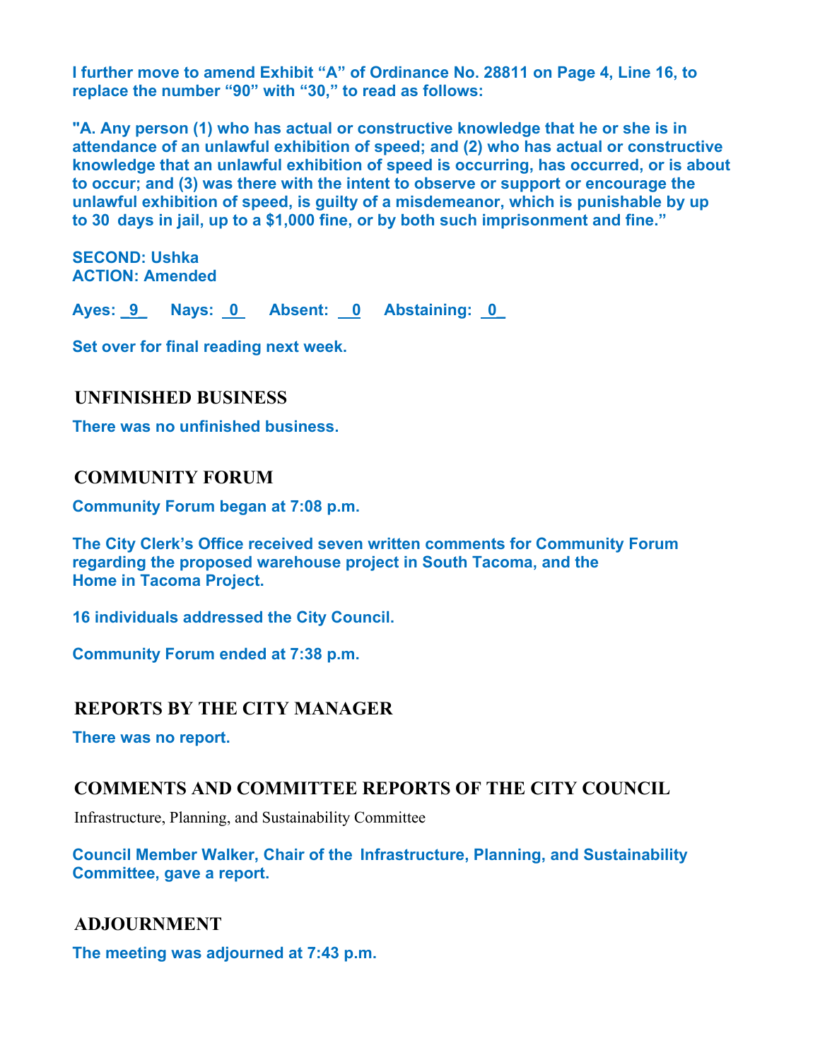**I further move to amend Exhibit "A" of Ordinance No. 28811 on Page 4, Line 16, to replace the number "90" with "30," to read as follows:**

**"A. Any person (1) who has actual or constructive knowledge that he or she is in attendance of an unlawful exhibition of speed; and (2) who has actual or constructive knowledge that an unlawful exhibition of speed is occurring, has occurred, or is about to occur; and (3) was there with the intent to observe or support or encourage the unlawful exhibition of speed, is guilty of a misdemeanor, which is punishable by up to 30 days in jail, up to a $1,000 fine, or by both such imprisonment and fine."**

**SECOND: Ushka**
**ACTION: Amended**

**Ayes: 9 Nays: 0 Absent: 0 Abstaining: 0**

**Set over for final reading next week.**

## UNFINISHED BUSINESS

**There was no unfinished business.**

## COMMUNITY FORUM

**Community Forum began at 7:08 p.m.**

**The City Clerk's Office received seven written comments for Community Forum regarding the proposed warehouse project in South Tacoma, and the Home in Tacoma Project.**

**16 individuals addressed the City Council.**

**Community Forum ended at 7:38 p.m.**

## REPORTS BY THE CITY MANAGER

**There was no report.**

## COMMENTS AND COMMITTEE REPORTS OF THE CITY COUNCIL

Infrastructure, Planning, and Sustainability Committee

**Council Member Walker, Chair of the Infrastructure, Planning, and Sustainability Committee, gave a report.**

## ADJOURNMENT

**The meeting was adjourned at 7:43 p.m.**